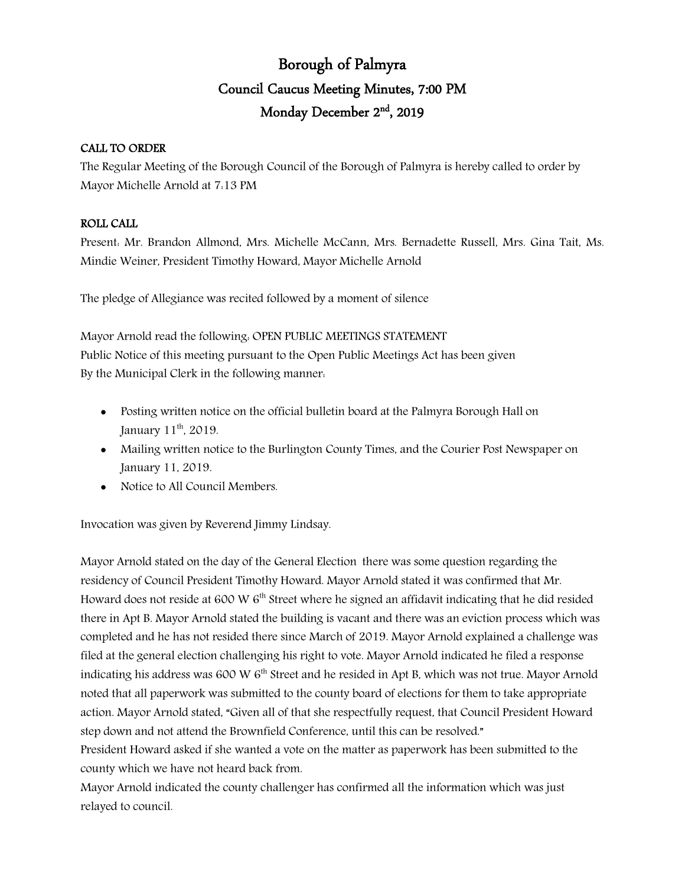# Borough of Palmyra

## Council Caucus Meeting Minutes, 7:00 PM

## Monday December 2nd, 2019

**CALL TO ORDER**

The Regular Meeting of the Borough Council of the Borough of Palmyra is hereby called to order by Mayor Michelle Arnold at 7:13 PM

**ROLL CALL**

Present: Mr. Brandon Allmond, Mrs. Michelle McCann, Mrs. Bernadette Russell, Mrs. Gina Tait, Ms. Mindie Weiner, President Timothy Howard, Mayor Michelle Arnold

The pledge of Allegiance was recited followed by a moment of silence

Mayor Arnold read the following: OPEN PUBLIC MEETINGS STATEMENT
Public Notice of this meeting pursuant to the Open Public Meetings Act has been given
By the Municipal Clerk in the following manner:

- Posting written notice on the official bulletin board at the Palmyra Borough Hall on January 11th, 2019.
- Mailing written notice to the Burlington County Times, and the Courier Post Newspaper on January 11, 2019.
- Notice to All Council Members.

Invocation was given by Reverend Jimmy Lindsay.

Mayor Arnold stated on the day of the General Election there was some question regarding the residency of Council President Timothy Howard. Mayor Arnold stated it was confirmed that Mr. Howard does not reside at 600 W 6th Street where he signed an affidavit indicating that he did resided there in Apt B. Mayor Arnold stated the building is vacant and there was an eviction process which was completed and he has not resided there since March of 2019. Mayor Arnold explained a challenge was filed at the general election challenging his right to vote. Mayor Arnold indicated he filed a response indicating his address was 600 W 6th Street and he resided in Apt B, which was not true. Mayor Arnold noted that all paperwork was submitted to the county board of elections for them to take appropriate action. Mayor Arnold stated, "Given all of that she respectfully request, that Council President Howard step down and not attend the Brownfield Conference, until this can be resolved."

President Howard asked if she wanted a vote on the matter as paperwork has been submitted to the county which we have not heard back from.

Mayor Arnold indicated the county challenger has confirmed all the information which was just relayed to council.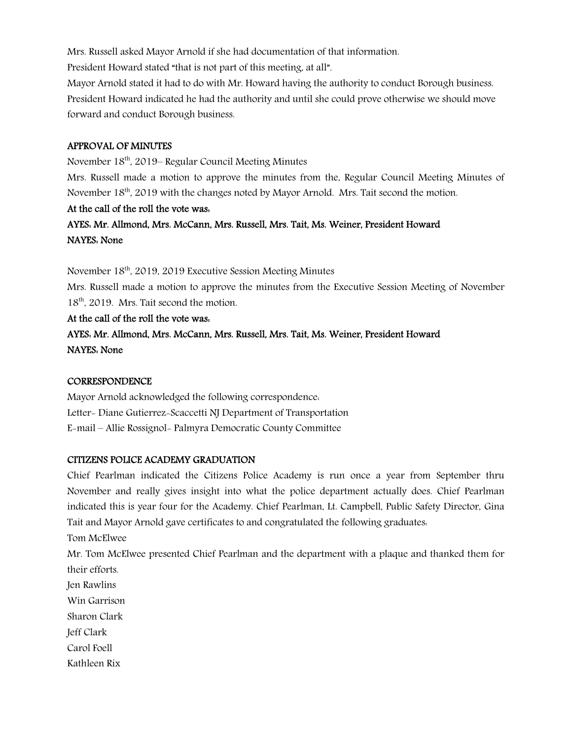Mrs. Russell asked Mayor Arnold if she had documentation of that information.

President Howard stated "that is not part of this meeting, at all".

Mayor Arnold stated it had to do with Mr. Howard having the authority to conduct Borough business.

President Howard indicated he had the authority and until she could prove otherwise we should move forward and conduct Borough business.

**APPROVAL OF MINUTES**

November 18th, 2019– Regular Council Meeting Minutes

Mrs. Russell made a motion to approve the minutes from the, Regular Council Meeting Minutes of November 18th, 2019 with the changes noted by Mayor Arnold. Mrs. Tait second the motion.

**At the call of the roll the vote was:**

**AYES: Mr. Allmond, Mrs. McCann, Mrs. Russell, Mrs. Tait, Ms. Weiner, President Howard**

**NAYES: None**

November 18th, 2019, 2019 Executive Session Meeting Minutes

Mrs. Russell made a motion to approve the minutes from the Executive Session Meeting of November 18th, 2019. Mrs. Tait second the motion.

**At the call of the roll the vote was:**

**AYES: Mr. Allmond, Mrs. McCann, Mrs. Russell, Mrs. Tait, Ms. Weiner, President Howard**

**NAYES: None**

**CORRESPONDENCE**

Mayor Arnold acknowledged the following correspondence:

Letter- Diane Gutierrez-Scaccetti NJ Department of Transportation

E-mail – Allie Rossignol- Palmyra Democratic County Committee

**CITIZENS POLICE ACADEMY GRADUATION**

Chief Pearlman indicated the Citizens Police Academy is run once a year from September thru November and really gives insight into what the police department actually does. Chief Pearlman indicated this is year four for the Academy. Chief Pearlman, Lt. Campbell, Public Safety Director, Gina Tait and Mayor Arnold gave certificates to and congratulated the following graduates:

Tom McElwee

Mr. Tom McElwee presented Chief Pearlman and the department with a plaque and thanked them for their efforts.

Jen Rawlins

Win Garrison

Sharon Clark

Jeff Clark

Carol Foell

Kathleen Rix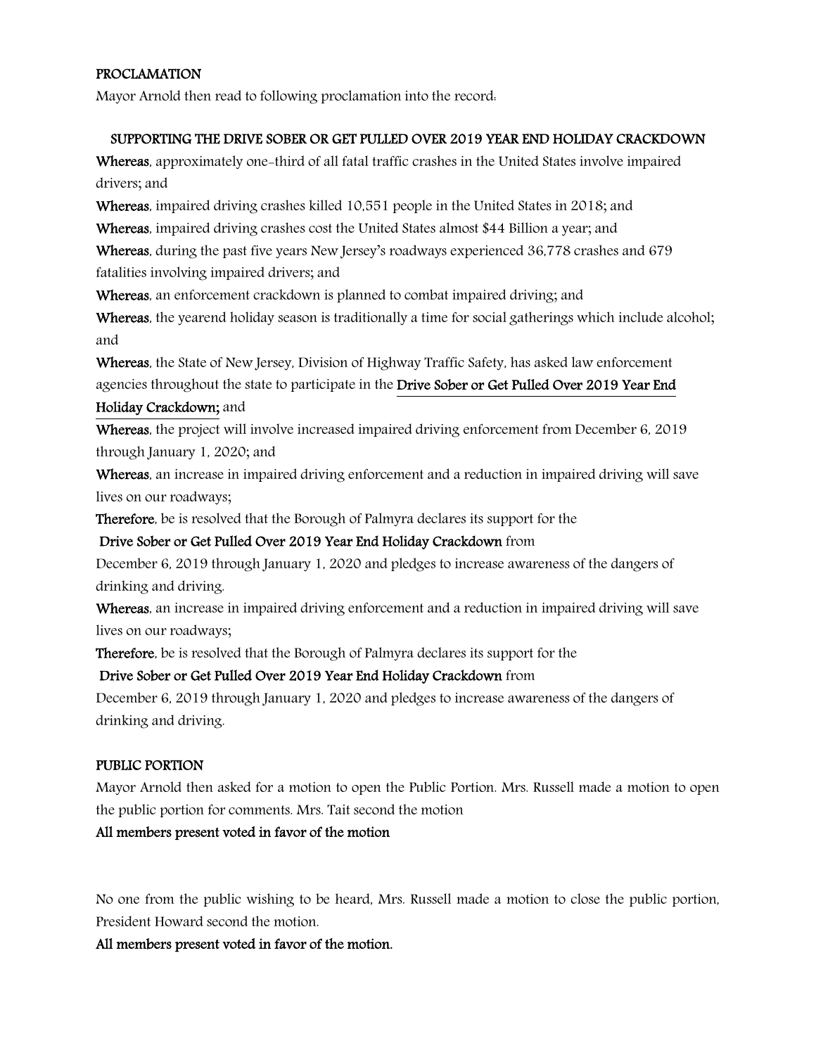**PROCLAMATION**

Mayor Arnold then read to following proclamation into the record:

**SUPPORTING THE DRIVE SOBER OR GET PULLED OVER 2019 YEAR END HOLIDAY CRACKDOWN**

**Whereas**, approximately one-third of all fatal traffic crashes in the United States involve impaired drivers; and

**Whereas**, impaired driving crashes killed 10,551 people in the United States in 2018; and

**Whereas**, impaired driving crashes cost the United States almost $44 Billion a year; and

**Whereas**, during the past five years New Jersey's roadways experienced 36,778 crashes and 679 fatalities involving impaired drivers; and

**Whereas**, an enforcement crackdown is planned to combat impaired driving; and

**Whereas**, the yearend holiday season is traditionally a time for social gatherings which include alcohol; and

**Whereas**, the State of New Jersey, Division of Highway Traffic Safety, has asked law enforcement agencies throughout the state to participate in the **Drive Sober or Get Pulled Over 2019 Year End Holiday Crackdown;** and

**Whereas**, the project will involve increased impaired driving enforcement from December 6, 2019 through January 1, 2020; and

**Whereas**, an increase in impaired driving enforcement and a reduction in impaired driving will save lives on our roadways;

**Therefore**, be is resolved that the Borough of Palmyra declares its support for the **Drive Sober or Get Pulled Over 2019 Year End Holiday Crackdown** from December 6, 2019 through January 1, 2020 and pledges to increase awareness of the dangers of drinking and driving.

**Whereas**, an increase in impaired driving enforcement and a reduction in impaired driving will save lives on our roadways;

**Therefore**, be is resolved that the Borough of Palmyra declares its support for the **Drive Sober or Get Pulled Over 2019 Year End Holiday Crackdown** from December 6, 2019 through January 1, 2020 and pledges to increase awareness of the dangers of drinking and driving.

**PUBLIC PORTION**

Mayor Arnold then asked for a motion to open the Public Portion. Mrs. Russell made a motion to open the public portion for comments. Mrs. Tait second the motion

**All members present voted in favor of the motion**

No one from the public wishing to be heard, Mrs. Russell made a motion to close the public portion, President Howard second the motion.

**All members present voted in favor of the motion.**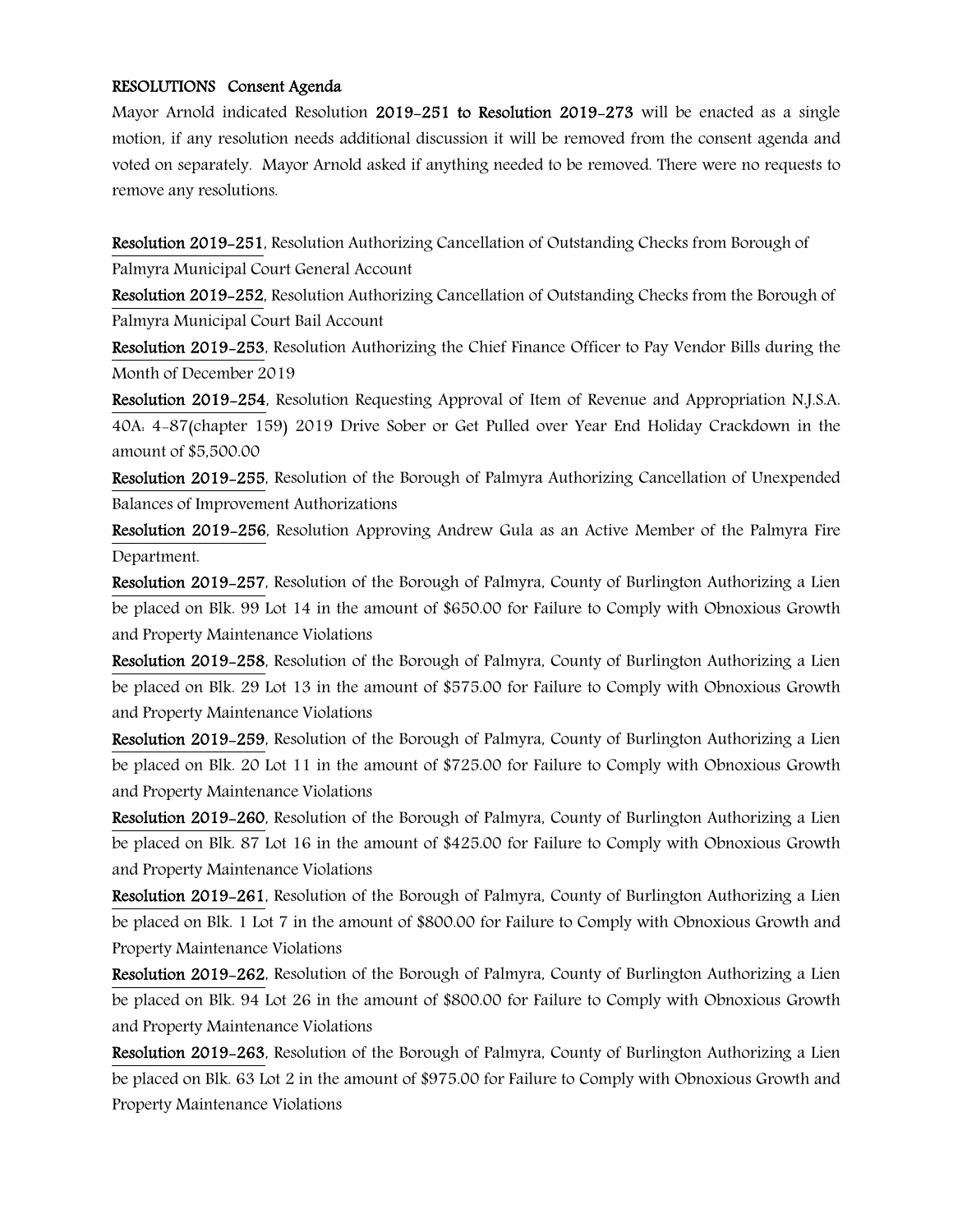**RESOLUTIONS Consent Agenda**

Mayor Arnold indicated Resolution **2019-251 to Resolution 2019-273** will be enacted as a single motion, if any resolution needs additional discussion it will be removed from the consent agenda and voted on separately. Mayor Arnold asked if anything needed to be removed. There were no requests to remove any resolutions.

**Resolution 2019-251**, Resolution Authorizing Cancellation of Outstanding Checks from Borough of Palmyra Municipal Court General Account

**Resolution 2019-252**, Resolution Authorizing Cancellation of Outstanding Checks from the Borough of Palmyra Municipal Court Bail Account

**Resolution 2019-253**, Resolution Authorizing the Chief Finance Officer to Pay Vendor Bills during the Month of December 2019

**Resolution 2019-254**, Resolution Requesting Approval of Item of Revenue and Appropriation N.J.S.A. 40A: 4-87(chapter 159) 2019 Drive Sober or Get Pulled over Year End Holiday Crackdown in the amount of $5,500.00

**Resolution 2019-255**, Resolution of the Borough of Palmyra Authorizing Cancellation of Unexpended Balances of Improvement Authorizations

**Resolution 2019-256**, Resolution Approving Andrew Gula as an Active Member of the Palmyra Fire Department.

**Resolution 2019-257**, Resolution of the Borough of Palmyra, County of Burlington Authorizing a Lien be placed on Blk. 99 Lot 14 in the amount of $650.00 for Failure to Comply with Obnoxious Growth and Property Maintenance Violations

**Resolution 2019-258**, Resolution of the Borough of Palmyra, County of Burlington Authorizing a Lien be placed on Blk. 29 Lot 13 in the amount of $575.00 for Failure to Comply with Obnoxious Growth and Property Maintenance Violations

**Resolution 2019-259**, Resolution of the Borough of Palmyra, County of Burlington Authorizing a Lien be placed on Blk. 20 Lot 11 in the amount of $725.00 for Failure to Comply with Obnoxious Growth and Property Maintenance Violations

**Resolution 2019-260**, Resolution of the Borough of Palmyra, County of Burlington Authorizing a Lien be placed on Blk. 87 Lot 16 in the amount of $425.00 for Failure to Comply with Obnoxious Growth and Property Maintenance Violations

**Resolution 2019-261**, Resolution of the Borough of Palmyra, County of Burlington Authorizing a Lien be placed on Blk. 1 Lot 7 in the amount of $800.00 for Failure to Comply with Obnoxious Growth and Property Maintenance Violations

**Resolution 2019-262**, Resolution of the Borough of Palmyra, County of Burlington Authorizing a Lien be placed on Blk. 94 Lot 26 in the amount of $800.00 for Failure to Comply with Obnoxious Growth and Property Maintenance Violations

**Resolution 2019-263**, Resolution of the Borough of Palmyra, County of Burlington Authorizing a Lien be placed on Blk. 63 Lot 2 in the amount of $975.00 for Failure to Comply with Obnoxious Growth and Property Maintenance Violations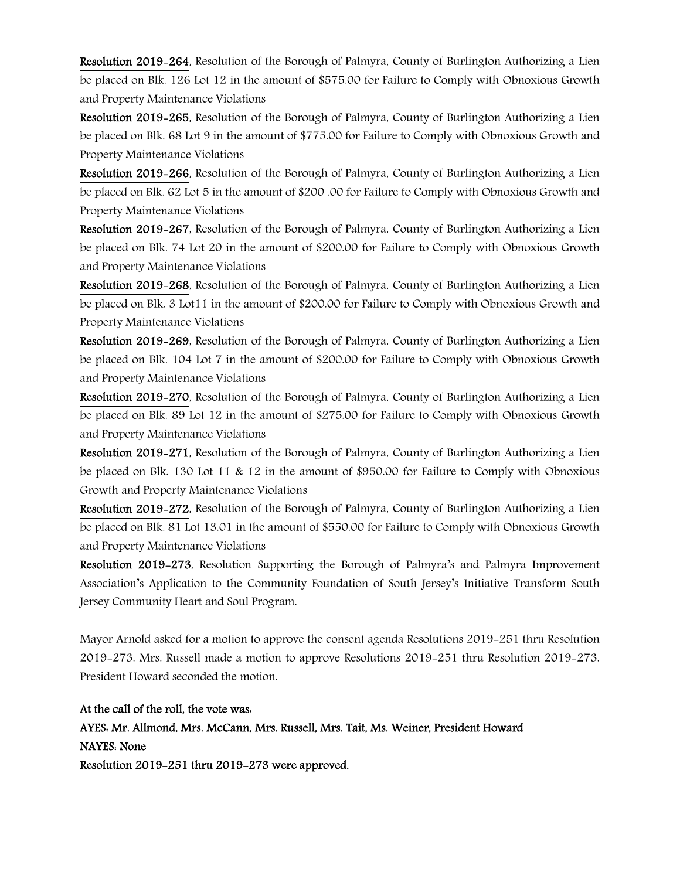**Resolution 2019-264**, Resolution of the Borough of Palmyra, County of Burlington Authorizing a Lien be placed on Blk. 126 Lot 12 in the amount of $575.00 for Failure to Comply with Obnoxious Growth and Property Maintenance Violations

**Resolution 2019-265**, Resolution of the Borough of Palmyra, County of Burlington Authorizing a Lien be placed on Blk. 68 Lot 9 in the amount of $775.00 for Failure to Comply with Obnoxious Growth and Property Maintenance Violations

**Resolution 2019-266**, Resolution of the Borough of Palmyra, County of Burlington Authorizing a Lien be placed on Blk. 62 Lot 5 in the amount of $200 .00 for Failure to Comply with Obnoxious Growth and Property Maintenance Violations

**Resolution 2019-267**, Resolution of the Borough of Palmyra, County of Burlington Authorizing a Lien be placed on Blk. 74 Lot 20 in the amount of $200.00 for Failure to Comply with Obnoxious Growth and Property Maintenance Violations

**Resolution 2019-268**, Resolution of the Borough of Palmyra, County of Burlington Authorizing a Lien be placed on Blk. 3 Lot11 in the amount of $200.00 for Failure to Comply with Obnoxious Growth and Property Maintenance Violations

**Resolution 2019-269**, Resolution of the Borough of Palmyra, County of Burlington Authorizing a Lien be placed on Blk. 104 Lot 7 in the amount of $200.00 for Failure to Comply with Obnoxious Growth and Property Maintenance Violations

**Resolution 2019-270**, Resolution of the Borough of Palmyra, County of Burlington Authorizing a Lien be placed on Blk. 89 Lot 12 in the amount of $275.00 for Failure to Comply with Obnoxious Growth and Property Maintenance Violations

**Resolution 2019-271**, Resolution of the Borough of Palmyra, County of Burlington Authorizing a Lien be placed on Blk. 130 Lot 11 & 12 in the amount of $950.00 for Failure to Comply with Obnoxious Growth and Property Maintenance Violations

**Resolution 2019-272**, Resolution of the Borough of Palmyra, County of Burlington Authorizing a Lien be placed on Blk. 81 Lot 13.01 in the amount of $550.00 for Failure to Comply with Obnoxious Growth and Property Maintenance Violations

**Resolution 2019-273**, Resolution Supporting the Borough of Palmyra's and Palmyra Improvement Association's Application to the Community Foundation of South Jersey's Initiative Transform South Jersey Community Heart and Soul Program.

Mayor Arnold asked for a motion to approve the consent agenda Resolutions 2019-251 thru Resolution 2019-273. Mrs. Russell made a motion to approve Resolutions 2019-251 thru Resolution 2019-273. President Howard seconded the motion.

**At the call of the roll, the vote was:**
**AYES: Mr. Allmond, Mrs. McCann, Mrs. Russell, Mrs. Tait, Ms. Weiner, President Howard**
**NAYES: None**
**Resolution 2019-251 thru 2019-273 were approved.**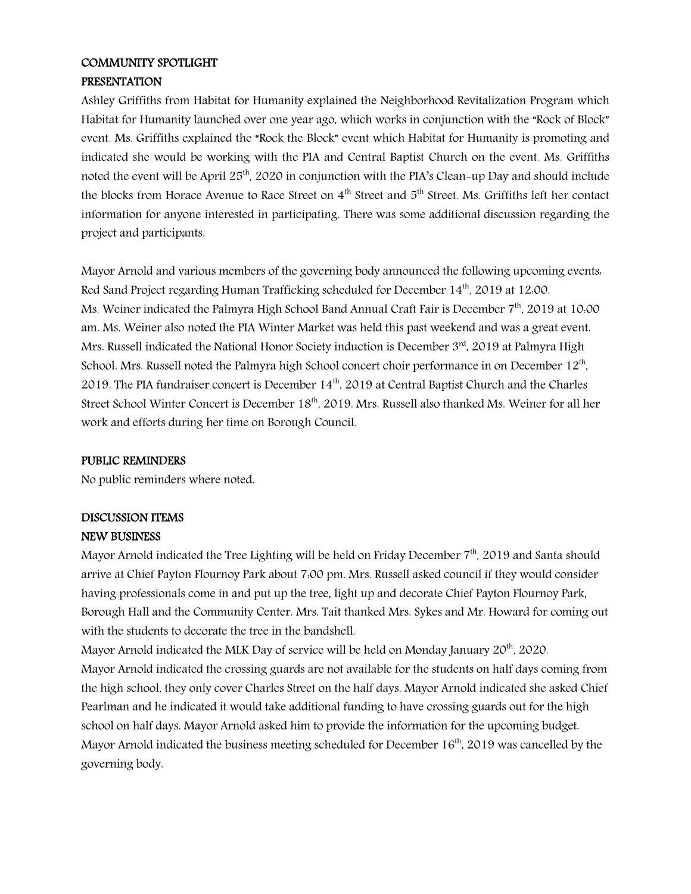**COMMUNITY SPOTLIGHT**

**PRESENTATION**

Ashley Griffiths from Habitat for Humanity explained the Neighborhood Revitalization Program which Habitat for Humanity launched over one year ago, which works in conjunction with the "Rock of Block" event. Ms. Griffiths explained the "Rock the Block" event which Habitat for Humanity is promoting and indicated she would be working with the PIA and Central Baptist Church on the event. Ms. Griffiths noted the event will be April 25th, 2020 in conjunction with the PIA's Clean-up Day and should include the blocks from Horace Avenue to Race Street on 4th Street and 5th Street. Ms. Griffiths left her contact information for anyone interested in participating. There was some additional discussion regarding the project and participants.

Mayor Arnold and various members of the governing body announced the following upcoming events: Red Sand Project regarding Human Trafficking scheduled for December 14th, 2019 at 12:00. Ms. Weiner indicated the Palmyra High School Band Annual Craft Fair is December 7th, 2019 at 10:00 am. Ms. Weiner also noted the PIA Winter Market was held this past weekend and was a great event. Mrs. Russell indicated the National Honor Society induction is December 3rd, 2019 at Palmyra High School. Mrs. Russell noted the Palmyra high School concert choir performance in on December 12th, 2019. The PIA fundraiser concert is December 14th, 2019 at Central Baptist Church and the Charles Street School Winter Concert is December 18th, 2019. Mrs. Russell also thanked Ms. Weiner for all her work and efforts during her time on Borough Council.

**PUBLIC REMINDERS**

No public reminders where noted.

**DISCUSSION ITEMS**

**NEW BUSINESS**

Mayor Arnold indicated the Tree Lighting will be held on Friday December 7th, 2019 and Santa should arrive at Chief Payton Flournoy Park about 7:00 pm. Mrs. Russell asked council if they would consider having professionals come in and put up the tree, light up and decorate Chief Payton Flournoy Park, Borough Hall and the Community Center. Mrs. Tait thanked Mrs. Sykes and Mr. Howard for coming out with the students to decorate the tree in the bandshell.

Mayor Arnold indicated the MLK Day of service will be held on Monday January 20th, 2020.

Mayor Arnold indicated the crossing guards are not available for the students on half days coming from the high school, they only cover Charles Street on the half days. Mayor Arnold indicated she asked Chief Pearlman and he indicated it would take additional funding to have crossing guards out for the high school on half days. Mayor Arnold asked him to provide the information for the upcoming budget.

Mayor Arnold indicated the business meeting scheduled for December 16th, 2019 was cancelled by the governing body.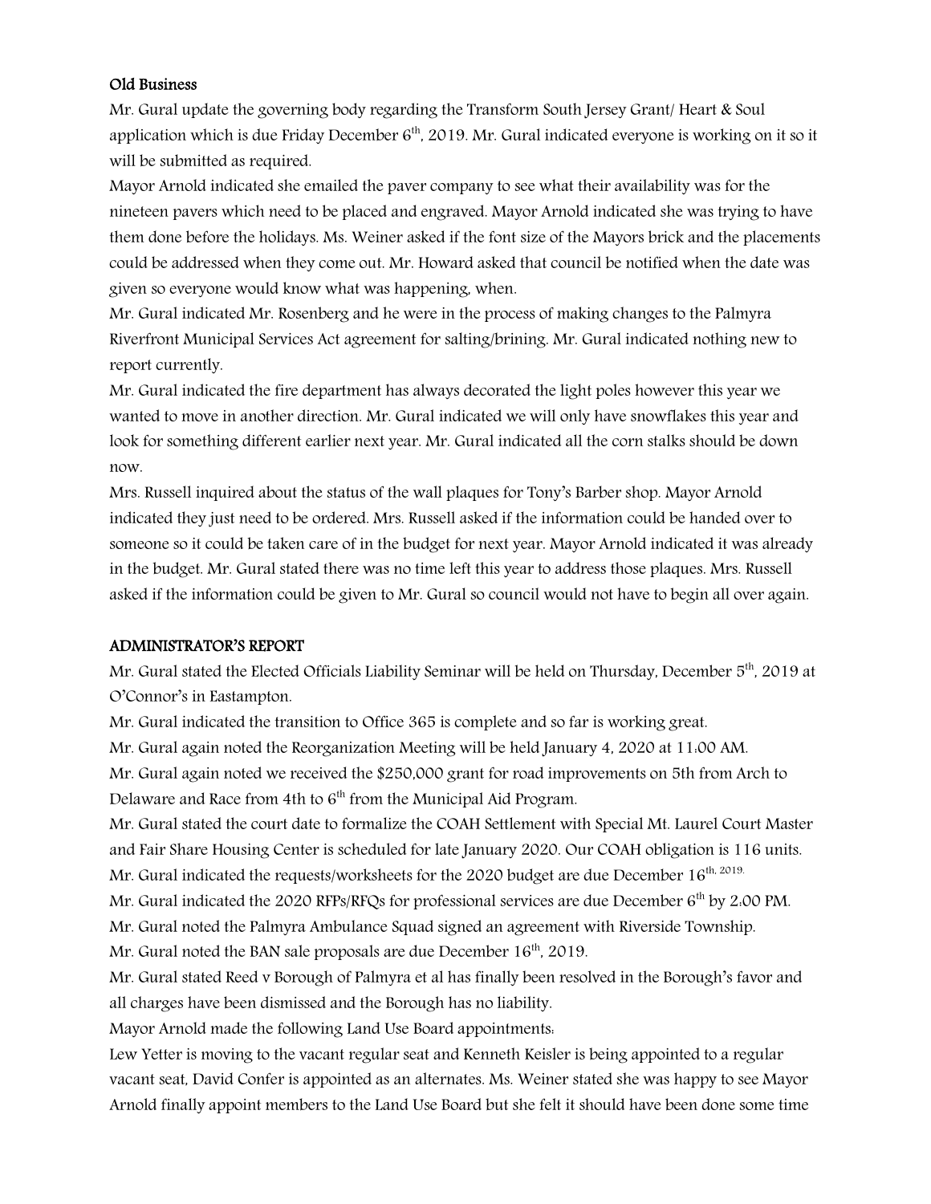**Old Business**

Mr. Gural update the governing body regarding the Transform South Jersey Grant/ Heart & Soul application which is due Friday December 6th, 2019. Mr. Gural indicated everyone is working on it so it will be submitted as required.

Mayor Arnold indicated she emailed the paver company to see what their availability was for the nineteen pavers which need to be placed and engraved. Mayor Arnold indicated she was trying to have them done before the holidays. Ms. Weiner asked if the font size of the Mayors brick and the placements could be addressed when they come out. Mr. Howard asked that council be notified when the date was given so everyone would know what was happening, when.

Mr. Gural indicated Mr. Rosenberg and he were in the process of making changes to the Palmyra Riverfront Municipal Services Act agreement for salting/brining. Mr. Gural indicated nothing new to report currently.

Mr. Gural indicated the fire department has always decorated the light poles however this year we wanted to move in another direction. Mr. Gural indicated we will only have snowflakes this year and look for something different earlier next year. Mr. Gural indicated all the corn stalks should be down now.

Mrs. Russell inquired about the status of the wall plaques for Tony's Barber shop. Mayor Arnold indicated they just need to be ordered. Mrs. Russell asked if the information could be handed over to someone so it could be taken care of in the budget for next year. Mayor Arnold indicated it was already in the budget. Mr. Gural stated there was no time left this year to address those plaques. Mrs. Russell asked if the information could be given to Mr. Gural so council would not have to begin all over again.

**ADMINISTRATOR'S REPORT**

Mr. Gural stated the Elected Officials Liability Seminar will be held on Thursday, December 5th, 2019 at O'Connor's in Eastampton.

Mr. Gural indicated the transition to Office 365 is complete and so far is working great.

Mr. Gural again noted the Reorganization Meeting will be held January 4, 2020 at 11:00 AM.

Mr. Gural again noted we received the $250,000 grant for road improvements on 5th from Arch to Delaware and Race from 4th to 6th from the Municipal Aid Program.

Mr. Gural stated the court date to formalize the COAH Settlement with Special Mt. Laurel Court Master and Fair Share Housing Center is scheduled for late January 2020. Our COAH obligation is 116 units.

Mr. Gural indicated the requests/worksheets for the 2020 budget are due December 16th, 2019.

Mr. Gural indicated the 2020 RFPs/RFQs for professional services are due December 6th by 2:00 PM.

Mr. Gural noted the Palmyra Ambulance Squad signed an agreement with Riverside Township.

Mr. Gural noted the BAN sale proposals are due December 16th, 2019.

Mr. Gural stated Reed v Borough of Palmyra et al has finally been resolved in the Borough's favor and all charges have been dismissed and the Borough has no liability.

Mayor Arnold made the following Land Use Board appointments:

Lew Yetter is moving to the vacant regular seat and Kenneth Keisler is being appointed to a regular vacant seat, David Confer is appointed as an alternates. Ms. Weiner stated she was happy to see Mayor Arnold finally appoint members to the Land Use Board but she felt it should have been done some time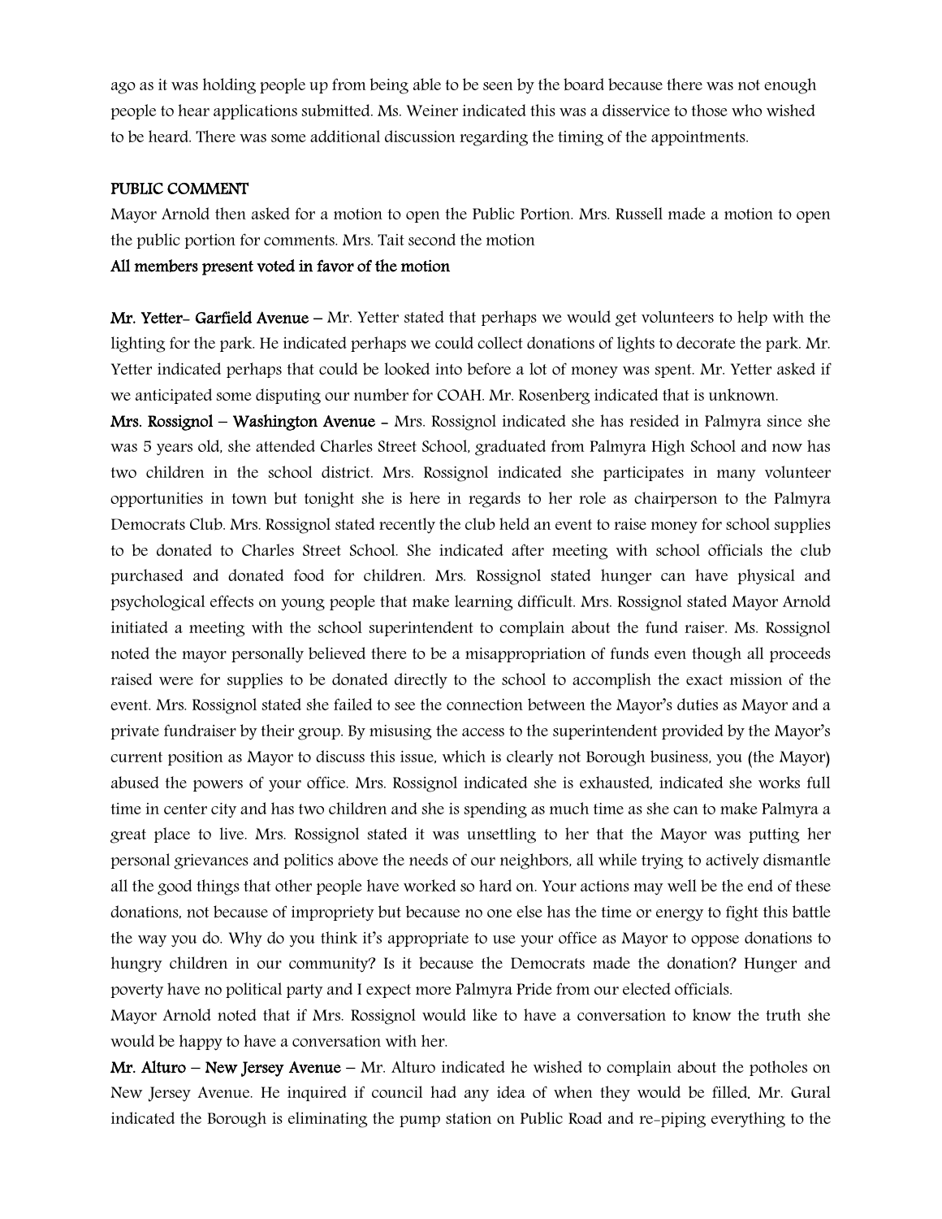ago as it was holding people up from being able to be seen by the board because there was not enough people to hear applications submitted. Ms. Weiner indicated this was a disservice to those who wished to be heard. There was some additional discussion regarding the timing of the appointments.

**PUBLIC COMMENT**

Mayor Arnold then asked for a motion to open the Public Portion. Mrs. Russell made a motion to open the public portion for comments. Mrs. Tait second the motion

**All members present voted in favor of the motion**

**Mr. Yetter- Garfield Avenue –** Mr. Yetter stated that perhaps we would get volunteers to help with the lighting for the park. He indicated perhaps we could collect donations of lights to decorate the park. Mr. Yetter indicated perhaps that could be looked into before a lot of money was spent. Mr. Yetter asked if we anticipated some disputing our number for COAH. Mr. Rosenberg indicated that is unknown.

**Mrs. Rossignol – Washington Avenue -** Mrs. Rossignol indicated she has resided in Palmyra since she was 5 years old, she attended Charles Street School, graduated from Palmyra High School and now has two children in the school district. Mrs. Rossignol indicated she participates in many volunteer opportunities in town but tonight she is here in regards to her role as chairperson to the Palmyra Democrats Club. Mrs. Rossignol stated recently the club held an event to raise money for school supplies to be donated to Charles Street School. She indicated after meeting with school officials the club purchased and donated food for children. Mrs. Rossignol stated hunger can have physical and psychological effects on young people that make learning difficult. Mrs. Rossignol stated Mayor Arnold initiated a meeting with the school superintendent to complain about the fund raiser. Ms. Rossignol noted the mayor personally believed there to be a misappropriation of funds even though all proceeds raised were for supplies to be donated directly to the school to accomplish the exact mission of the event. Mrs. Rossignol stated she failed to see the connection between the Mayor's duties as Mayor and a private fundraiser by their group. By misusing the access to the superintendent provided by the Mayor's current position as Mayor to discuss this issue, which is clearly not Borough business, you (the Mayor) abused the powers of your office. Mrs. Rossignol indicated she is exhausted, indicated she works full time in center city and has two children and she is spending as much time as she can to make Palmyra a great place to live. Mrs. Rossignol stated it was unsettling to her that the Mayor was putting her personal grievances and politics above the needs of our neighbors, all while trying to actively dismantle all the good things that other people have worked so hard on. Your actions may well be the end of these donations, not because of impropriety but because no one else has the time or energy to fight this battle the way you do. Why do you think it's appropriate to use your office as Mayor to oppose donations to hungry children in our community? Is it because the Democrats made the donation? Hunger and poverty have no political party and I expect more Palmyra Pride from our elected officials.

Mayor Arnold noted that if Mrs. Rossignol would like to have a conversation to know the truth she would be happy to have a conversation with her.

**Mr. Alturo – New Jersey Avenue –** Mr. Alturo indicated he wished to complain about the potholes on New Jersey Avenue. He inquired if council had any idea of when they would be filled. Mr. Gural indicated the Borough is eliminating the pump station on Public Road and re-piping everything to the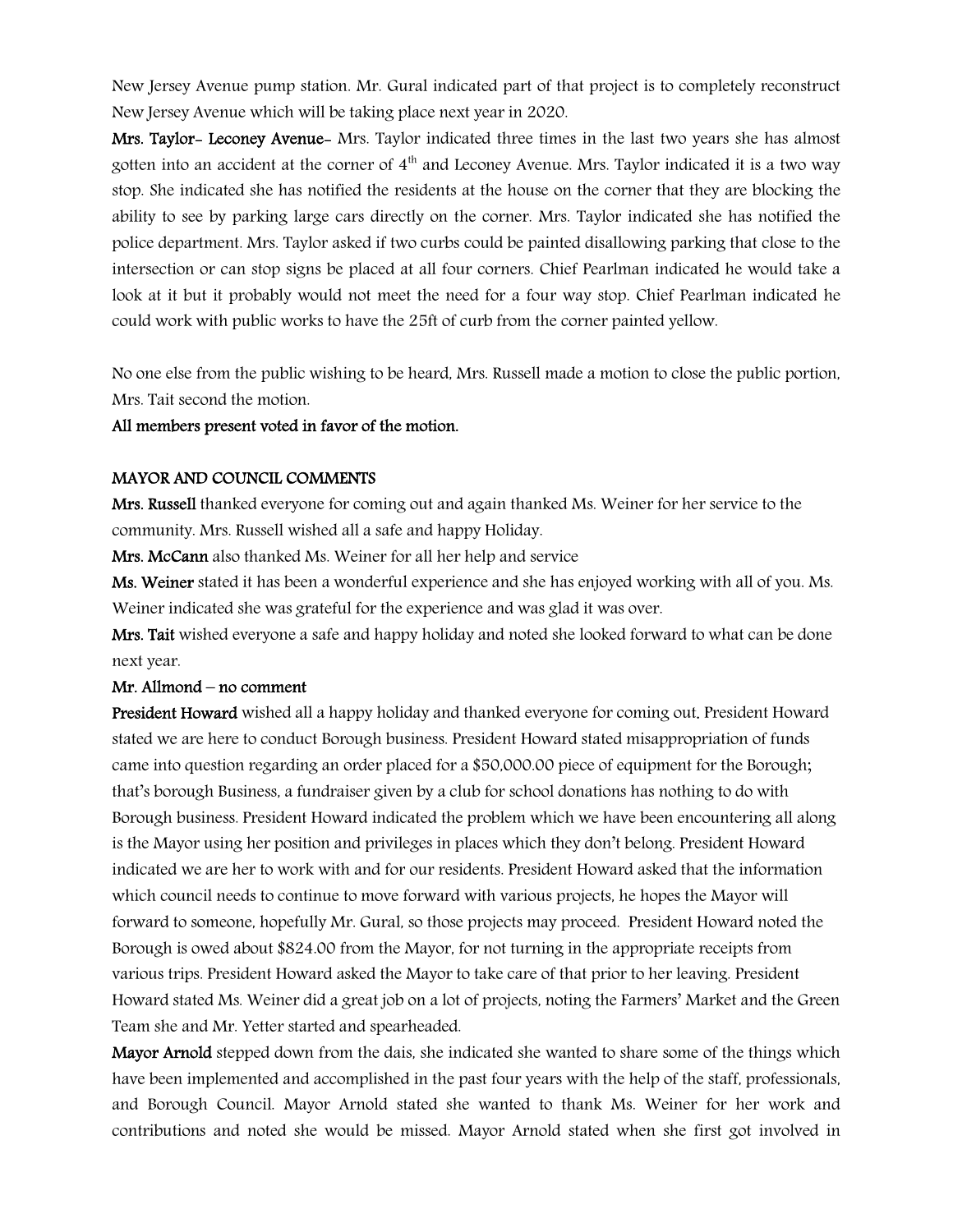New Jersey Avenue pump station. Mr. Gural indicated part of that project is to completely reconstruct New Jersey Avenue which will be taking place next year in 2020.

**Mrs. Taylor- Leconey Avenue-** Mrs. Taylor indicated three times in the last two years she has almost gotten into an accident at the corner of 4th and Leconey Avenue. Mrs. Taylor indicated it is a two way stop. She indicated she has notified the residents at the house on the corner that they are blocking the ability to see by parking large cars directly on the corner. Mrs. Taylor indicated she has notified the police department. Mrs. Taylor asked if two curbs could be painted disallowing parking that close to the intersection or can stop signs be placed at all four corners. Chief Pearlman indicated he would take a look at it but it probably would not meet the need for a four way stop. Chief Pearlman indicated he could work with public works to have the 25ft of curb from the corner painted yellow.

No one else from the public wishing to be heard, Mrs. Russell made a motion to close the public portion, Mrs. Tait second the motion.

**All members present voted in favor of the motion.**

**MAYOR AND COUNCIL COMMENTS**

**Mrs. Russell** thanked everyone for coming out and again thanked Ms. Weiner for her service to the community. Mrs. Russell wished all a safe and happy Holiday.

**Mrs. McCann** also thanked Ms. Weiner for all her help and service

**Ms. Weiner** stated it has been a wonderful experience and she has enjoyed working with all of you. Ms. Weiner indicated she was grateful for the experience and was glad it was over.

**Mrs. Tait** wished everyone a safe and happy holiday and noted she looked forward to what can be done next year.

**Mr. Allmond – no comment**

**President Howard** wished all a happy holiday and thanked everyone for coming out. President Howard stated we are here to conduct Borough business. President Howard stated misappropriation of funds came into question regarding an order placed for a $50,000.00 piece of equipment for the Borough; that's borough Business, a fundraiser given by a club for school donations has nothing to do with Borough business. President Howard indicated the problem which we have been encountering all along is the Mayor using her position and privileges in places which they don't belong. President Howard indicated we are her to work with and for our residents. President Howard asked that the information which council needs to continue to move forward with various projects, he hopes the Mayor will forward to someone, hopefully Mr. Gural, so those projects may proceed. President Howard noted the Borough is owed about $824.00 from the Mayor, for not turning in the appropriate receipts from various trips. President Howard asked the Mayor to take care of that prior to her leaving. President Howard stated Ms. Weiner did a great job on a lot of projects, noting the Farmers' Market and the Green Team she and Mr. Yetter started and spearheaded.

**Mayor Arnold** stepped down from the dais, she indicated she wanted to share some of the things which have been implemented and accomplished in the past four years with the help of the staff, professionals, and Borough Council. Mayor Arnold stated she wanted to thank Ms. Weiner for her work and contributions and noted she would be missed. Mayor Arnold stated when she first got involved in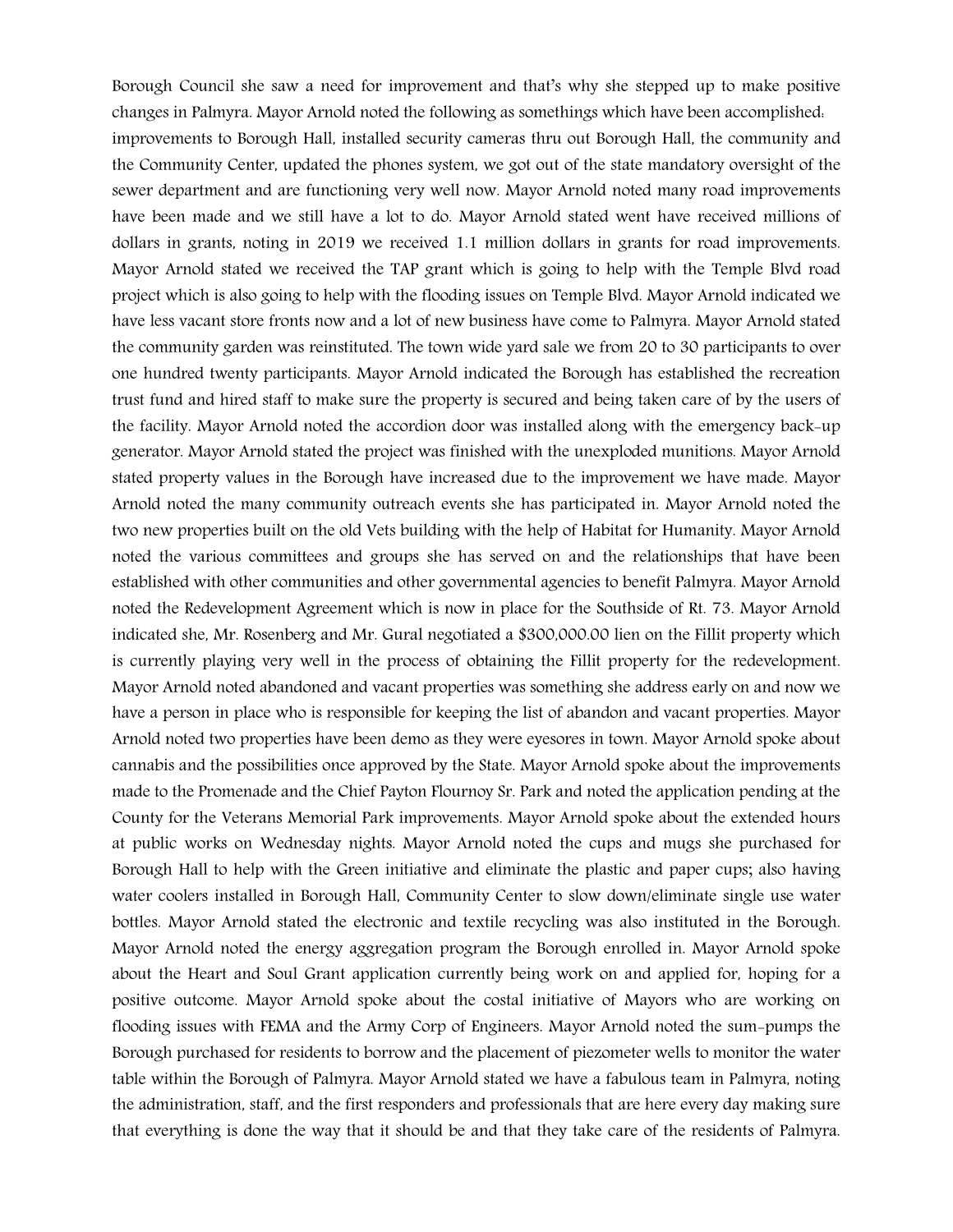Borough Council she saw a need for improvement and that's why she stepped up to make positive changes in Palmyra. Mayor Arnold noted the following as somethings which have been accomplished: improvements to Borough Hall, installed security cameras thru out Borough Hall, the community and the Community Center, updated the phones system, we got out of the state mandatory oversight of the sewer department and are functioning very well now. Mayor Arnold noted many road improvements have been made and we still have a lot to do. Mayor Arnold stated went have received millions of dollars in grants, noting in 2019 we received 1.1 million dollars in grants for road improvements. Mayor Arnold stated we received the TAP grant which is going to help with the Temple Blvd road project which is also going to help with the flooding issues on Temple Blvd. Mayor Arnold indicated we have less vacant store fronts now and a lot of new business have come to Palmyra. Mayor Arnold stated the community garden was reinstituted. The town wide yard sale we from 20 to 30 participants to over one hundred twenty participants. Mayor Arnold indicated the Borough has established the recreation trust fund and hired staff to make sure the property is secured and being taken care of by the users of the facility. Mayor Arnold noted the accordion door was installed along with the emergency back-up generator. Mayor Arnold stated the project was finished with the unexploded munitions. Mayor Arnold stated property values in the Borough have increased due to the improvement we have made. Mayor Arnold noted the many community outreach events she has participated in. Mayor Arnold noted the two new properties built on the old Vets building with the help of Habitat for Humanity. Mayor Arnold noted the various committees and groups she has served on and the relationships that have been established with other communities and other governmental agencies to benefit Palmyra. Mayor Arnold noted the Redevelopment Agreement which is now in place for the Southside of Rt. 73. Mayor Arnold indicated she, Mr. Rosenberg and Mr. Gural negotiated a $300,000.00 lien on the Fillit property which is currently playing very well in the process of obtaining the Fillit property for the redevelopment. Mayor Arnold noted abandoned and vacant properties was something she address early on and now we have a person in place who is responsible for keeping the list of abandon and vacant properties. Mayor Arnold noted two properties have been demo as they were eyesores in town. Mayor Arnold spoke about cannabis and the possibilities once approved by the State. Mayor Arnold spoke about the improvements made to the Promenade and the Chief Payton Flournoy Sr. Park and noted the application pending at the County for the Veterans Memorial Park improvements. Mayor Arnold spoke about the extended hours at public works on Wednesday nights. Mayor Arnold noted the cups and mugs she purchased for Borough Hall to help with the Green initiative and eliminate the plastic and paper cups; also having water coolers installed in Borough Hall, Community Center to slow down/eliminate single use water bottles. Mayor Arnold stated the electronic and textile recycling was also instituted in the Borough. Mayor Arnold noted the energy aggregation program the Borough enrolled in. Mayor Arnold spoke about the Heart and Soul Grant application currently being work on and applied for, hoping for a positive outcome. Mayor Arnold spoke about the costal initiative of Mayors who are working on flooding issues with FEMA and the Army Corp of Engineers. Mayor Arnold noted the sum-pumps the Borough purchased for residents to borrow and the placement of piezometer wells to monitor the water table within the Borough of Palmyra. Mayor Arnold stated we have a fabulous team in Palmyra, noting the administration, staff, and the first responders and professionals that are here every day making sure that everything is done the way that it should be and that they take care of the residents of Palmyra.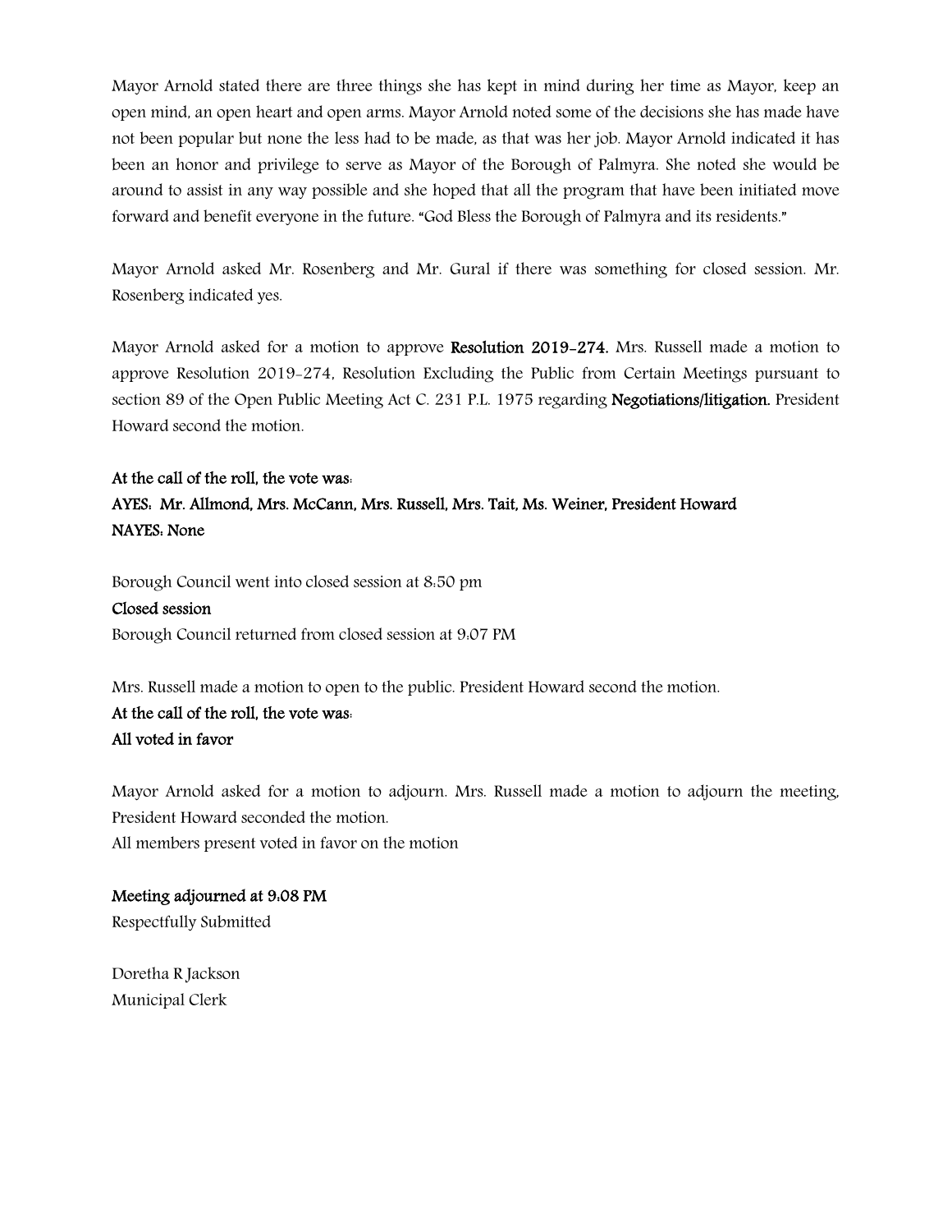Mayor Arnold stated there are three things she has kept in mind during her time as Mayor, keep an open mind, an open heart and open arms. Mayor Arnold noted some of the decisions she has made have not been popular but none the less had to be made, as that was her job. Mayor Arnold indicated it has been an honor and privilege to serve as Mayor of the Borough of Palmyra. She noted she would be around to assist in any way possible and she hoped that all the program that have been initiated move forward and benefit everyone in the future. "God Bless the Borough of Palmyra and its residents."

Mayor Arnold asked Mr. Rosenberg and Mr. Gural if there was something for closed session. Mr. Rosenberg indicated yes.

Mayor Arnold asked for a motion to approve **Resolution 2019-274.** Mrs. Russell made a motion to approve Resolution 2019-274, Resolution Excluding the Public from Certain Meetings pursuant to section 89 of the Open Public Meeting Act C. 231 P.L. 1975 regarding **Negotiations/litigation.** President Howard second the motion.

**At the call of the roll, the vote was:**
**AYES: Mr. Allmond, Mrs. McCann, Mrs. Russell, Mrs. Tait, Ms. Weiner, President Howard**
**NAYES: None**

Borough Council went into closed session at 8:50 pm
**Closed session**
Borough Council returned from closed session at 9:07 PM

Mrs. Russell made a motion to open to the public. President Howard second the motion.
**At the call of the roll, the vote was:**
**All voted in favor**

Mayor Arnold asked for a motion to adjourn. Mrs. Russell made a motion to adjourn the meeting, President Howard seconded the motion.
All members present voted in favor on the motion

**Meeting adjourned at 9:08 PM**
Respectfully Submitted

Doretha R Jackson
Municipal Clerk